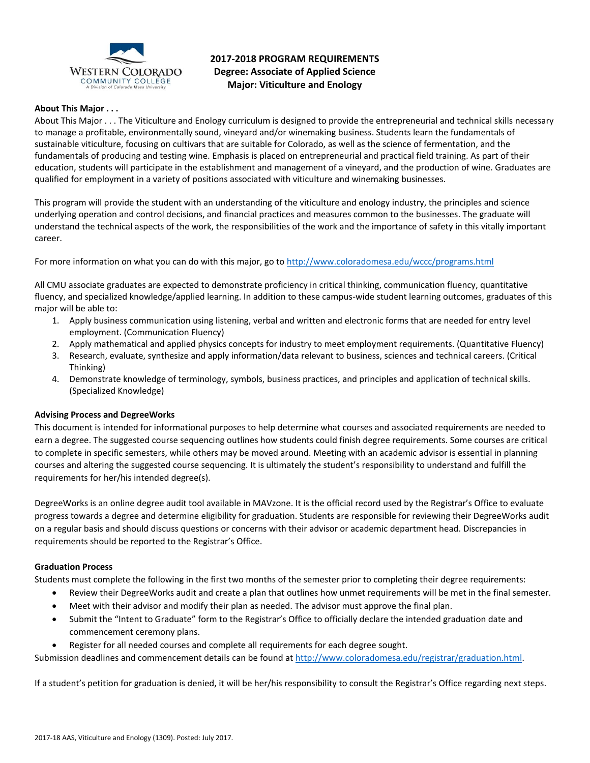**2017-2018 PROGRAM REQUIREMENTS**
**Degree: Associate of Applied Science**
**Major: Viticulture and Enology**

**About This Major . . .**

About This Major . . . The Viticulture and Enology curriculum is designed to provide the entrepreneurial and technical skills necessary to manage a profitable, environmentally sound, vineyard and/or winemaking business. Students learn the fundamentals of sustainable viticulture, focusing on cultivars that are suitable for Colorado, as well as the science of fermentation, and the fundamentals of producing and testing wine. Emphasis is placed on entrepreneurial and practical field training. As part of their education, students will participate in the establishment and management of a vineyard, and the production of wine. Graduates are qualified for employment in a variety of positions associated with viticulture and winemaking businesses.

This program will provide the student with an understanding of the viticulture and enology industry, the principles and science underlying operation and control decisions, and financial practices and measures common to the businesses. The graduate will understand the technical aspects of the work, the responsibilities of the work and the importance of safety in this vitally important career.

For more information on what you can do with this major, go to http://www.coloradomesa.edu/wccc/programs.html

All CMU associate graduates are expected to demonstrate proficiency in critical thinking, communication fluency, quantitative fluency, and specialized knowledge/applied learning. In addition to these campus-wide student learning outcomes, graduates of this major will be able to:

1. Apply business communication using listening, verbal and written and electronic forms that are needed for entry level employment. (Communication Fluency)
2. Apply mathematical and applied physics concepts for industry to meet employment requirements. (Quantitative Fluency)
3. Research, evaluate, synthesize and apply information/data relevant to business, sciences and technical careers. (Critical Thinking)
4. Demonstrate knowledge of terminology, symbols, business practices, and principles and application of technical skills. (Specialized Knowledge)

**Advising Process and DegreeWorks**

This document is intended for informational purposes to help determine what courses and associated requirements are needed to earn a degree. The suggested course sequencing outlines how students could finish degree requirements. Some courses are critical to complete in specific semesters, while others may be moved around. Meeting with an academic advisor is essential in planning courses and altering the suggested course sequencing. It is ultimately the student's responsibility to understand and fulfill the requirements for her/his intended degree(s).

DegreeWorks is an online degree audit tool available in MAVzone. It is the official record used by the Registrar's Office to evaluate progress towards a degree and determine eligibility for graduation. Students are responsible for reviewing their DegreeWorks audit on a regular basis and should discuss questions or concerns with their advisor or academic department head. Discrepancies in requirements should be reported to the Registrar's Office.

**Graduation Process**

Students must complete the following in the first two months of the semester prior to completing their degree requirements:

- Review their DegreeWorks audit and create a plan that outlines how unmet requirements will be met in the final semester.
- Meet with their advisor and modify their plan as needed. The advisor must approve the final plan.
- Submit the "Intent to Graduate" form to the Registrar's Office to officially declare the intended graduation date and commencement ceremony plans.
- Register for all needed courses and complete all requirements for each degree sought.

Submission deadlines and commencement details can be found at http://www.coloradomesa.edu/registrar/graduation.html.

If a student's petition for graduation is denied, it will be her/his responsibility to consult the Registrar's Office regarding next steps.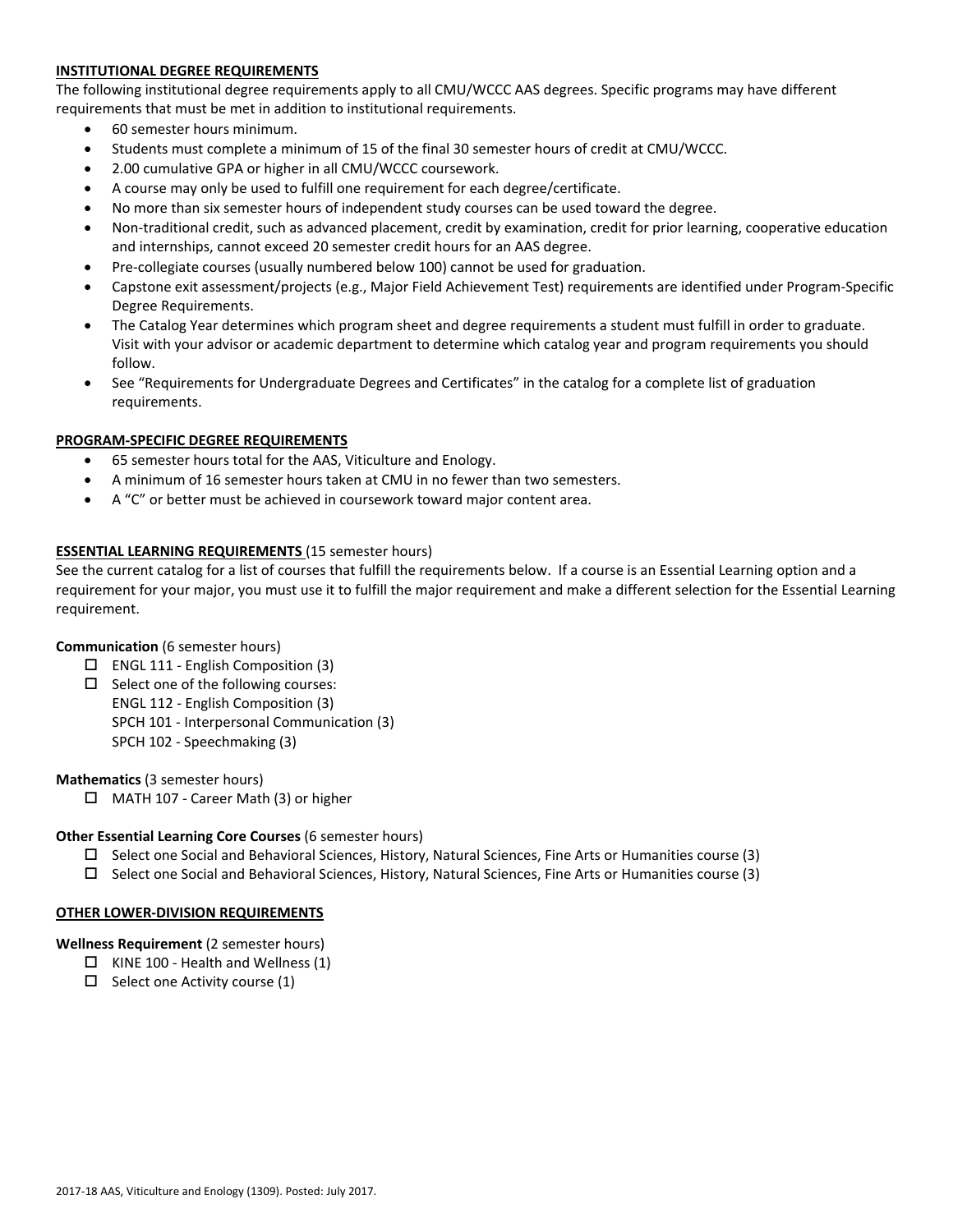**INSTITUTIONAL DEGREE REQUIREMENTS**

The following institutional degree requirements apply to all CMU/WCCC AAS degrees. Specific programs may have different requirements that must be met in addition to institutional requirements.

- 60 semester hours minimum.
- Students must complete a minimum of 15 of the final 30 semester hours of credit at CMU/WCCC.
- 2.00 cumulative GPA or higher in all CMU/WCCC coursework.
- A course may only be used to fulfill one requirement for each degree/certificate.
- No more than six semester hours of independent study courses can be used toward the degree.
- Non-traditional credit, such as advanced placement, credit by examination, credit for prior learning, cooperative education and internships, cannot exceed 20 semester credit hours for an AAS degree.
- Pre-collegiate courses (usually numbered below 100) cannot be used for graduation.
- Capstone exit assessment/projects (e.g., Major Field Achievement Test) requirements are identified under Program-Specific Degree Requirements.
- The Catalog Year determines which program sheet and degree requirements a student must fulfill in order to graduate. Visit with your advisor or academic department to determine which catalog year and program requirements you should follow.
- See "Requirements for Undergraduate Degrees and Certificates" in the catalog for a complete list of graduation requirements.

**PROGRAM-SPECIFIC DEGREE REQUIREMENTS**

- 65 semester hours total for the AAS, Viticulture and Enology.
- A minimum of 16 semester hours taken at CMU in no fewer than two semesters.
- A "C" or better must be achieved in coursework toward major content area.

**ESSENTIAL LEARNING REQUIREMENTS** (15 semester hours)

See the current catalog for a list of courses that fulfill the requirements below. If a course is an Essential Learning option and a requirement for your major, you must use it to fulfill the major requirement and make a different selection for the Essential Learning requirement.

**Communication** (6 semester hours)

- ☐ ENGL 111 - English Composition (3)
- ☐ Select one of the following courses:
  ENGL 112 - English Composition (3)
  SPCH 101 - Interpersonal Communication (3)
  SPCH 102 - Speechmaking (3)

**Mathematics** (3 semester hours)

- ☐ MATH 107 - Career Math (3) or higher

**Other Essential Learning Core Courses** (6 semester hours)

- ☐ Select one Social and Behavioral Sciences, History, Natural Sciences, Fine Arts or Humanities course (3)
- ☐ Select one Social and Behavioral Sciences, History, Natural Sciences, Fine Arts or Humanities course (3)

**OTHER LOWER-DIVISION REQUIREMENTS**

**Wellness Requirement** (2 semester hours)

- ☐ KINE 100 - Health and Wellness (1)
- ☐ Select one Activity course (1)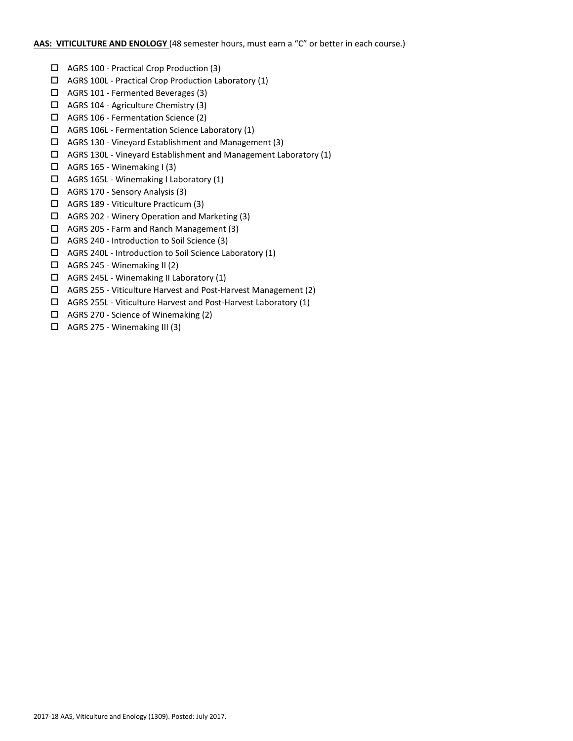**<u>AAS: VITICULTURE AND ENOLOGY</u>** (48 semester hours, must earn a "C" or better in each course.)

- ☐ AGRS 100 - Practical Crop Production (3)
- ☐ AGRS 100L - Practical Crop Production Laboratory (1)
- ☐ AGRS 101 - Fermented Beverages (3)
- ☐ AGRS 104 - Agriculture Chemistry (3)
- ☐ AGRS 106 - Fermentation Science (2)
- ☐ AGRS 106L - Fermentation Science Laboratory (1)
- ☐ AGRS 130 - Vineyard Establishment and Management (3)
- ☐ AGRS 130L - Vineyard Establishment and Management Laboratory (1)
- ☐ AGRS 165 - Winemaking I (3)
- ☐ AGRS 165L - Winemaking I Laboratory (1)
- ☐ AGRS 170 - Sensory Analysis (3)
- ☐ AGRS 189 - Viticulture Practicum (3)
- ☐ AGRS 202 - Winery Operation and Marketing (3)
- ☐ AGRS 205 - Farm and Ranch Management (3)
- ☐ AGRS 240 - Introduction to Soil Science (3)
- ☐ AGRS 240L - Introduction to Soil Science Laboratory (1)
- ☐ AGRS 245 - Winemaking II (2)
- ☐ AGRS 245L - Winemaking II Laboratory (1)
- ☐ AGRS 255 - Viticulture Harvest and Post-Harvest Management (2)
- ☐ AGRS 255L - Viticulture Harvest and Post-Harvest Laboratory (1)
- ☐ AGRS 270 - Science of Winemaking (2)
- ☐ AGRS 275 - Winemaking III (3)

2017-18 AAS, Viticulture and Enology (1309). Posted: July 2017.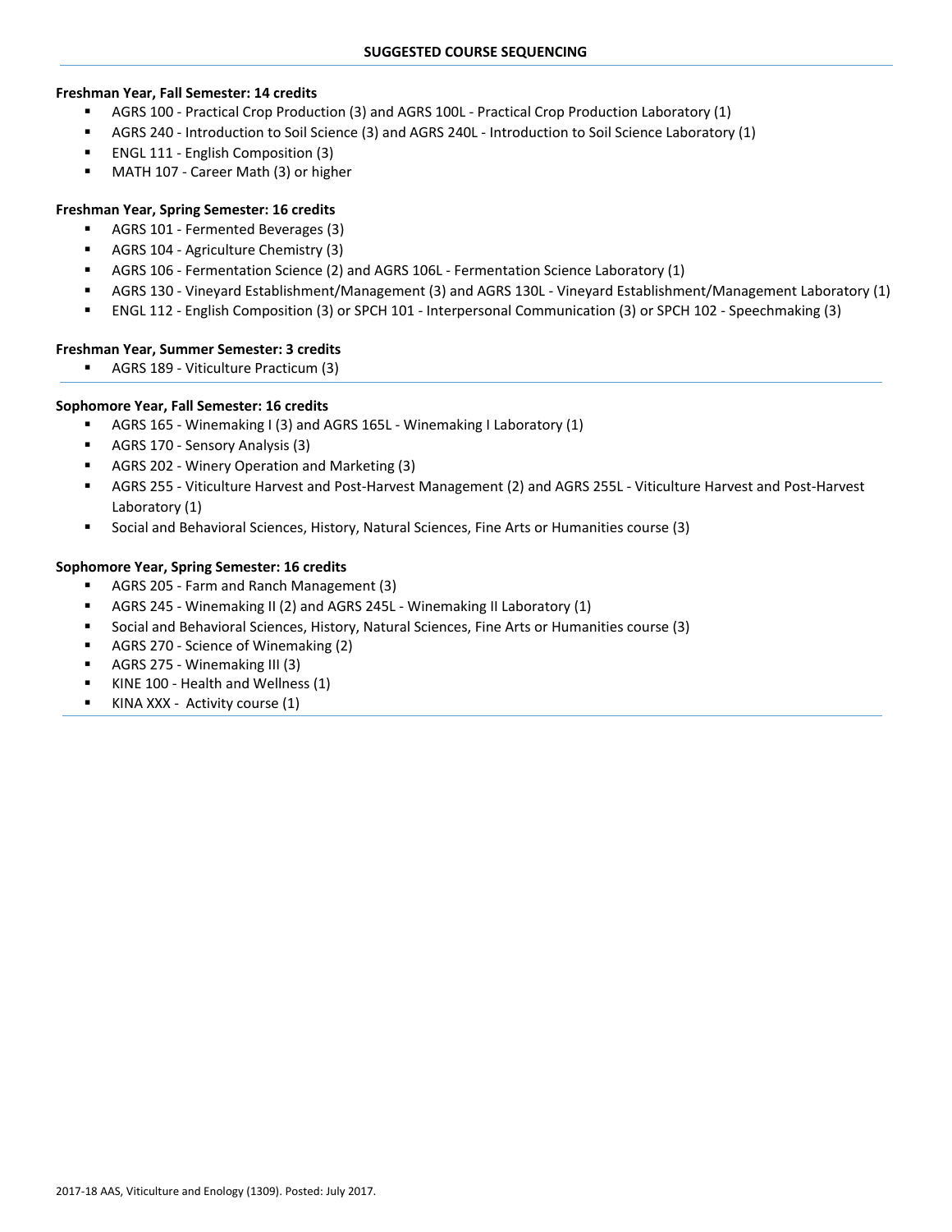## SUGGESTED COURSE SEQUENCING

**Freshman Year, Fall Semester: 14 credits**

- AGRS 100 - Practical Crop Production (3) and AGRS 100L - Practical Crop Production Laboratory (1)
- AGRS 240 - Introduction to Soil Science (3) and AGRS 240L - Introduction to Soil Science Laboratory (1)
- ENGL 111 - English Composition (3)
- MATH 107 - Career Math (3) or higher

**Freshman Year, Spring Semester: 16 credits**

- AGRS 101 - Fermented Beverages (3)
- AGRS 104 - Agriculture Chemistry (3)
- AGRS 106 - Fermentation Science (2) and AGRS 106L - Fermentation Science Laboratory (1)
- AGRS 130 - Vineyard Establishment/Management (3) and AGRS 130L - Vineyard Establishment/Management Laboratory (1)
- ENGL 112 - English Composition (3) or SPCH 101 - Interpersonal Communication (3) or SPCH 102 - Speechmaking (3)

**Freshman Year, Summer Semester: 3 credits**

- AGRS 189 - Viticulture Practicum (3)

**Sophomore Year, Fall Semester: 16 credits**

- AGRS 165 - Winemaking I (3) and AGRS 165L - Winemaking I Laboratory (1)
- AGRS 170 - Sensory Analysis (3)
- AGRS 202 - Winery Operation and Marketing (3)
- AGRS 255 - Viticulture Harvest and Post-Harvest Management (2) and AGRS 255L - Viticulture Harvest and Post-Harvest Laboratory (1)
- Social and Behavioral Sciences, History, Natural Sciences, Fine Arts or Humanities course (3)

**Sophomore Year, Spring Semester: 16 credits**

- AGRS 205 - Farm and Ranch Management (3)
- AGRS 245 - Winemaking II (2) and AGRS 245L - Winemaking II Laboratory (1)
- Social and Behavioral Sciences, History, Natural Sciences, Fine Arts or Humanities course (3)
- AGRS 270 - Science of Winemaking (2)
- AGRS 275 - Winemaking III (3)
- KINE 100 - Health and Wellness (1)
- KINA XXX - Activity course (1)